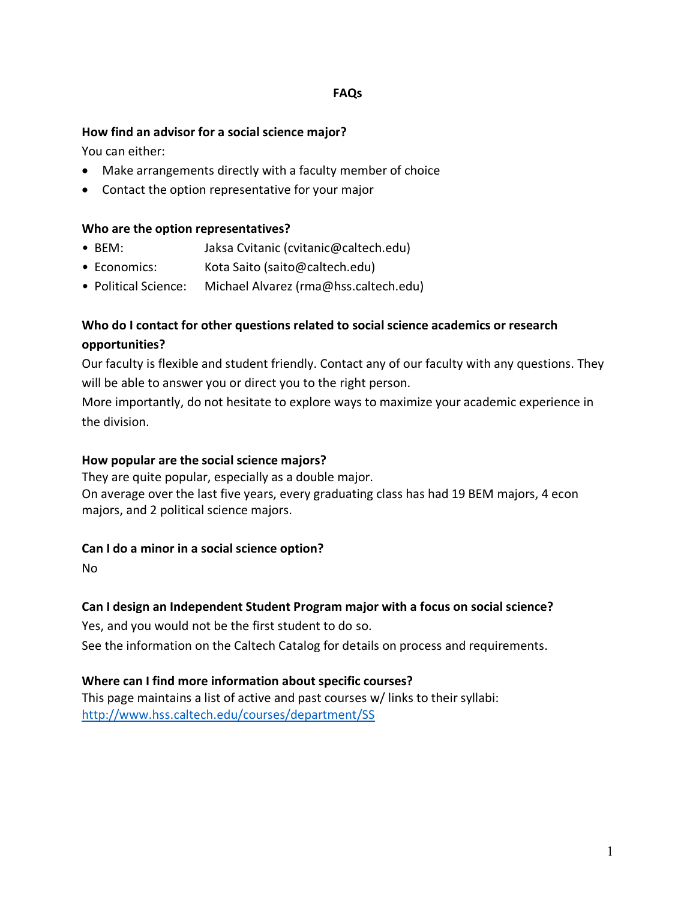# FAQs

### How find an advisor for a social science major?

You can either:

- Make arrangements directly with a faculty member of choice
- Contact the option representative for your major

### Who are the option representatives?

- BEM: Jaksa Cvitanic (cvitanic@caltech.edu)
- Economics: Kota Saito (saito@caltech.edu)
- Political Science: Michael Alvarez (rma@hss.caltech.edu)

### Who do I contact for other questions related to social science academics or research opportunities?

Our faculty is flexible and student friendly. Contact any of our faculty with any questions. They will be able to answer you or direct you to the right person.

More importantly, do not hesitate to explore ways to maximize your academic experience in the division.

### How popular are the social science majors?

They are quite popular, especially as a double major.

On average over the last five years, every graduating class has had 19 BEM majors, 4 econ majors, and 2 political science majors.

### Can I do a minor in a social science option?

No

### Can I design an Independent Student Program major with a focus on social science?

Yes, and you would not be the first student to do so.

See the information on the Caltech Catalog for details on process and requirements.

### Where can I find more information about specific courses?

This page maintains a list of active and past courses w/ links to their syllabi:
[http://www.hss.caltech.edu/courses/department/SS](http://www.hss.caltech.edu/courses/department/SS)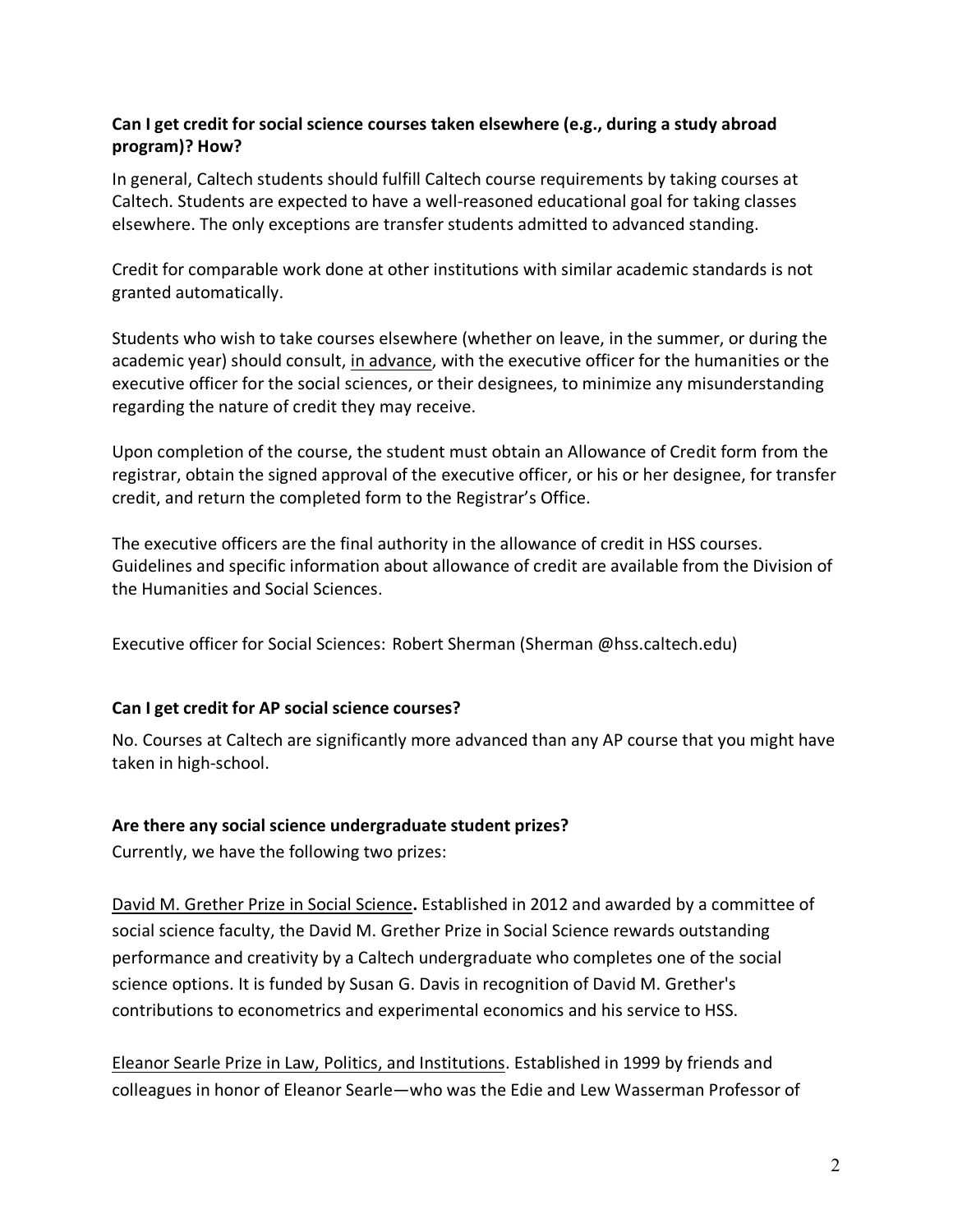**Can I get credit for social science courses taken elsewhere (e.g., during a study abroad program)? How?**

In general, Caltech students should fulfill Caltech course requirements by taking courses at Caltech. Students are expected to have a well-reasoned educational goal for taking classes elsewhere. The only exceptions are transfer students admitted to advanced standing.

Credit for comparable work done at other institutions with similar academic standards is not granted automatically.

Students who wish to take courses elsewhere (whether on leave, in the summer, or during the academic year) should consult, in advance, with the executive officer for the humanities or the executive officer for the social sciences, or their designees, to minimize any misunderstanding regarding the nature of credit they may receive.

Upon completion of the course, the student must obtain an Allowance of Credit form from the registrar, obtain the signed approval of the executive officer, or his or her designee, for transfer credit, and return the completed form to the Registrar's Office.

The executive officers are the final authority in the allowance of credit in HSS courses. Guidelines and specific information about allowance of credit are available from the Division of the Humanities and Social Sciences.

Executive officer for Social Sciences: Robert Sherman (Sherman @hss.caltech.edu)

**Can I get credit for AP social science courses?**

No. Courses at Caltech are significantly more advanced than any AP course that you might have taken in high-school.

**Are there any social science undergraduate student prizes?**

Currently, we have the following two prizes:

David M. Grether Prize in Social Science**.** Established in 2012 and awarded by a committee of social science faculty, the David M. Grether Prize in Social Science rewards outstanding performance and creativity by a Caltech undergraduate who completes one of the social science options. It is funded by Susan G. Davis in recognition of David M. Grether's contributions to econometrics and experimental economics and his service to HSS.

Eleanor Searle Prize in Law, Politics, and Institutions. Established in 1999 by friends and colleagues in honor of Eleanor Searle—who was the Edie and Lew Wasserman Professor of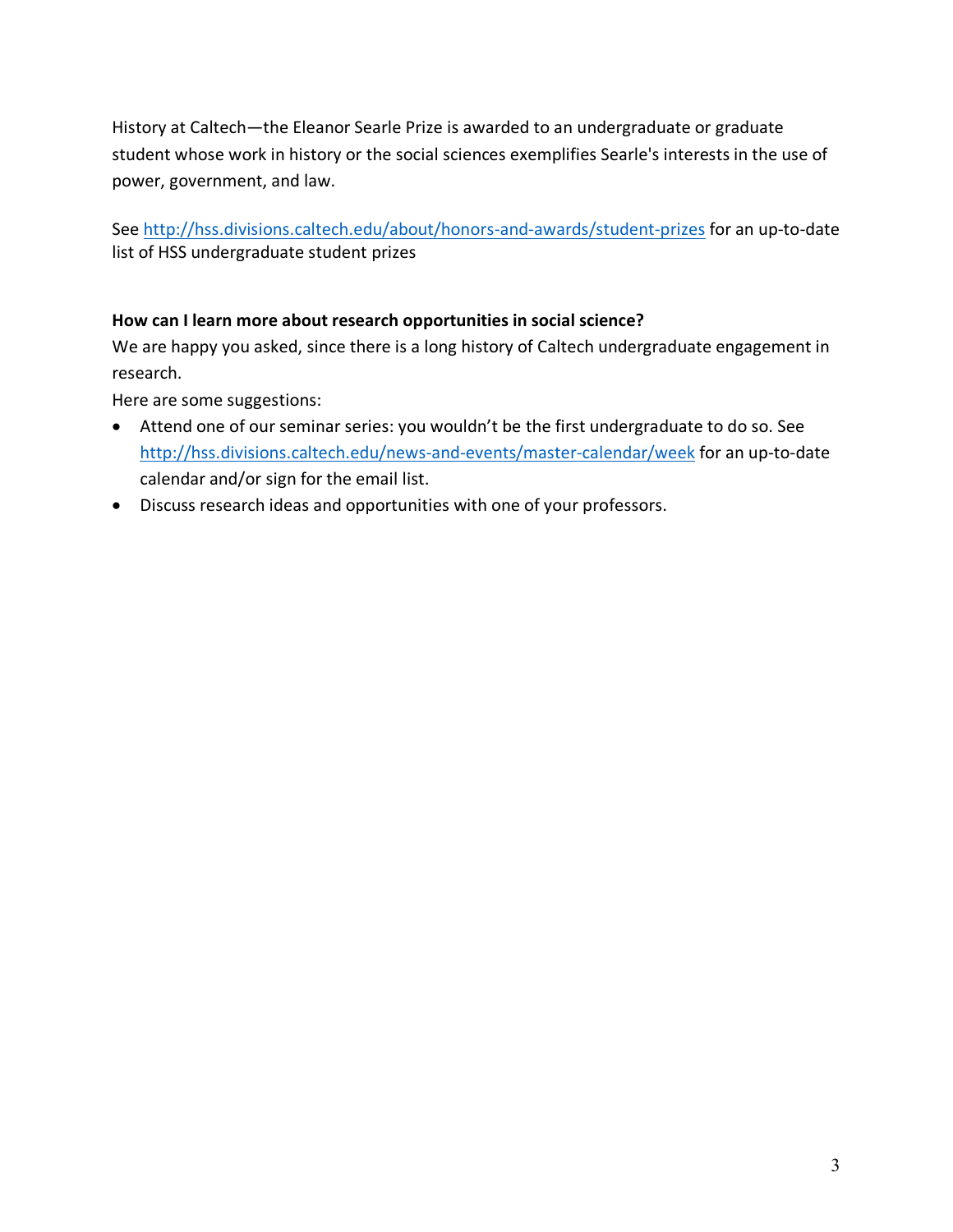History at Caltech—the Eleanor Searle Prize is awarded to an undergraduate or graduate student whose work in history or the social sciences exemplifies Searle's interests in the use of power, government, and law.

See http://hss.divisions.caltech.edu/about/honors-and-awards/student-prizes for an up-to-date list of HSS undergraduate student prizes

**How can I learn more about research opportunities in social science?**

We are happy you asked, since there is a long history of Caltech undergraduate engagement in research.

Here are some suggestions:

- Attend one of our seminar series: you wouldn't be the first undergraduate to do so. See http://hss.divisions.caltech.edu/news-and-events/master-calendar/week for an up-to-date calendar and/or sign for the email list.
- Discuss research ideas and opportunities with one of your professors.